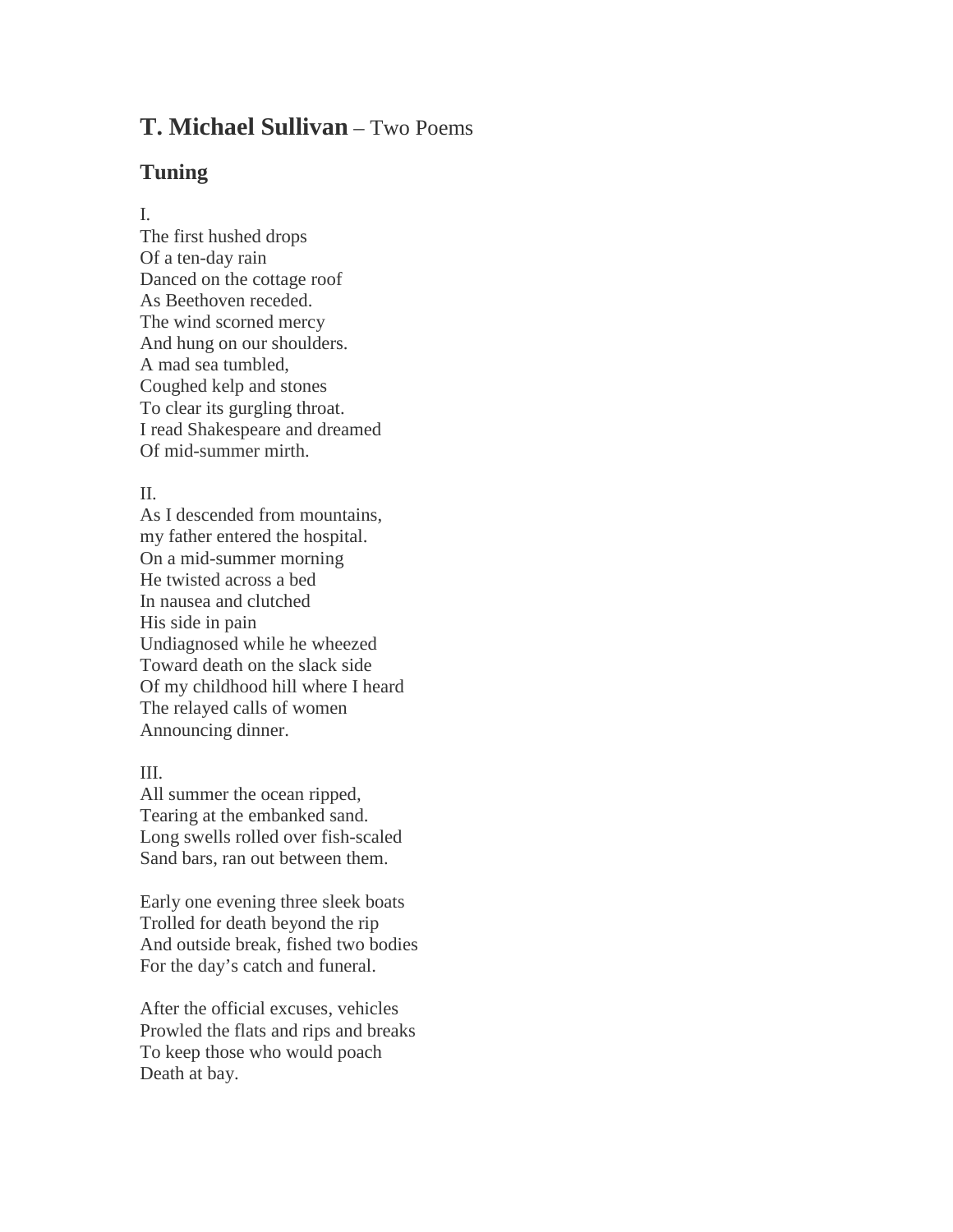# **T. Michael Sullivan** – Two Poems

## Tuning

I.
The first hushed drops
Of a ten-day rain
Danced on the cottage roof
As Beethoven receded.
The wind scorned mercy
And hung on our shoulders.
A mad sea tumbled,
Coughed kelp and stones
To clear its gurgling throat.
I read Shakespeare and dreamed
Of mid-summer mirth.

II.
As I descended from mountains,
my father entered the hospital.
On a mid-summer morning
He twisted across a bed
In nausea and clutched
His side in pain
Undiagnosed while he wheezed
Toward death on the slack side
Of my childhood hill where I heard
The relayed calls of women
Announcing dinner.

III.
All summer the ocean ripped,
Tearing at the embanked sand.
Long swells rolled over fish-scaled
Sand bars, ran out between them.

Early one evening three sleek boats
Trolled for death beyond the rip
And outside break, fished two bodies
For the day's catch and funeral.

After the official excuses, vehicles
Prowled the flats and rips and breaks
To keep those who would poach
Death at bay.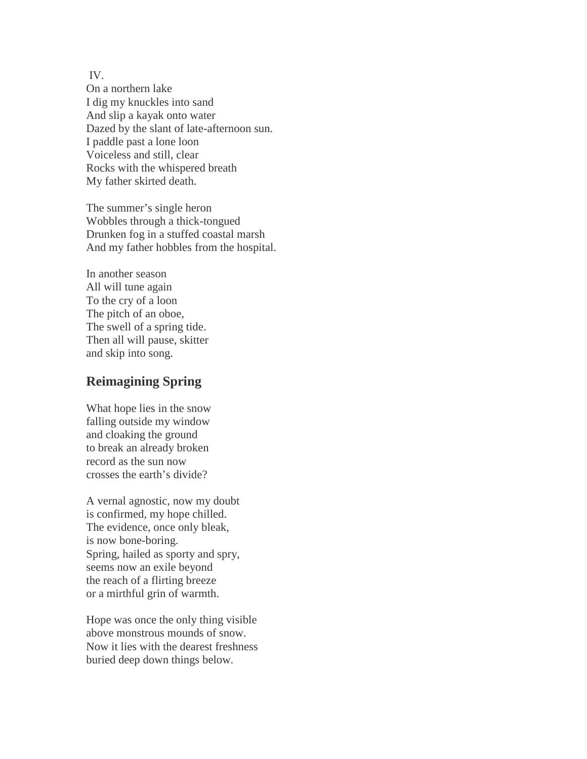IV.
On a northern lake
I dig my knuckles into sand
And slip a kayak onto water
Dazed by the slant of late-afternoon sun.
I paddle past a lone loon
Voiceless and still, clear
Rocks with the whispered breath
My father skirted death.

The summer's single heron
Wobbles through a thick-tongued
Drunken fog in a stuffed coastal marsh
And my father hobbles from the hospital.

In another season
All will tune again
To the cry of a loon
The pitch of an oboe,
The swell of a spring tide.
Then all will pause, skitter
and skip into song.

## Reimagining Spring

What hope lies in the snow
falling outside my window
and cloaking the ground
to break an already broken
record as the sun now
crosses the earth's divide?

A vernal agnostic, now my doubt
is confirmed, my hope chilled.
The evidence, once only bleak,
is now bone-boring.
Spring, hailed as sporty and spry,
seems now an exile beyond
the reach of a flirting breeze
or a mirthful grin of warmth.

Hope was once the only thing visible
above monstrous mounds of snow.
Now it lies with the dearest freshness
buried deep down things below.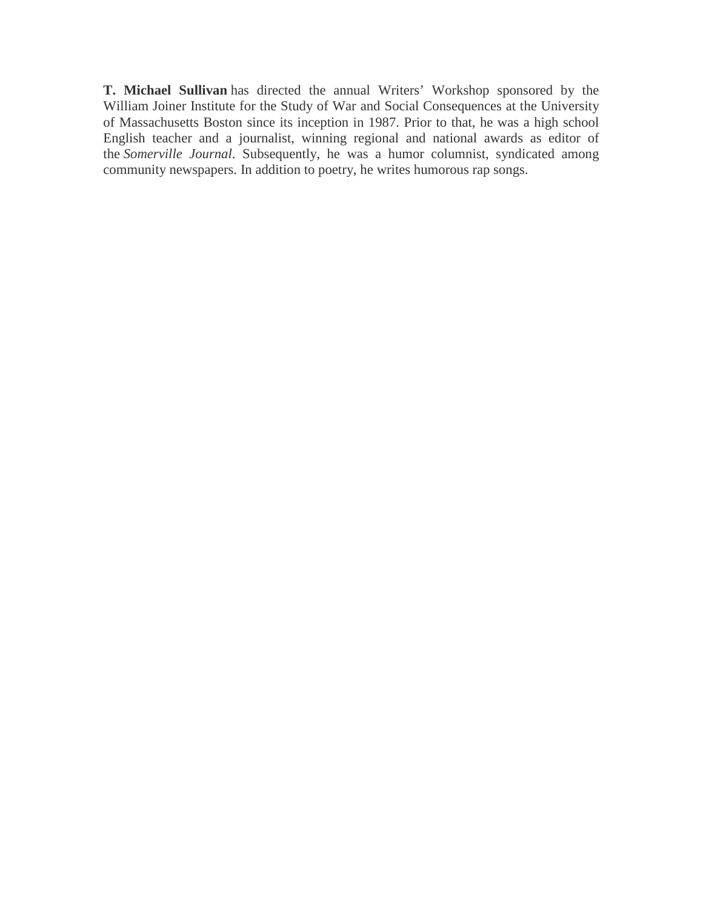**T. Michael Sullivan** has directed the annual Writers' Workshop sponsored by the William Joiner Institute for the Study of War and Social Consequences at the University of Massachusetts Boston since its inception in 1987. Prior to that, he was a high school English teacher and a journalist, winning regional and national awards as editor of the *Somerville Journal*. Subsequently, he was a humor columnist, syndicated among community newspapers. In addition to poetry, he writes humorous rap songs.